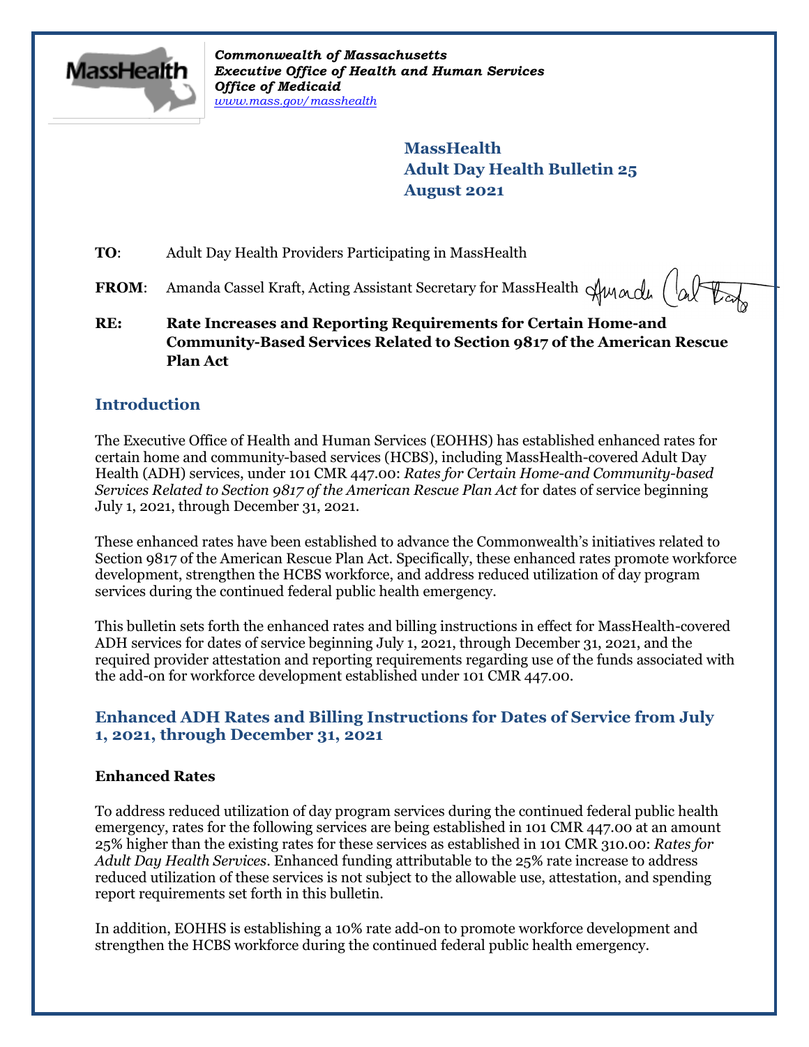*Commonwealth of Massachusetts*
*Executive Office of Health and Human Services*
*Office of Medicaid*
*www.mass.gov/masshealth*

**MassHealth**
**Adult Day Health Bulletin 25**
**August 2021**

**TO**: Adult Day Health Providers Participating in MassHealth

**FROM**: Amanda Cassel Kraft, Acting Assistant Secretary for MassHealth

**RE: Rate Increases and Reporting Requirements for Certain Home-and Community-Based Services Related to Section 9817 of the American Rescue Plan Act**

## Introduction

The Executive Office of Health and Human Services (EOHHS) has established enhanced rates for certain home and community-based services (HCBS), including MassHealth-covered Adult Day Health (ADH) services, under 101 CMR 447.00: *Rates for Certain Home-and Community-based Services Related to Section 9817 of the American Rescue Plan Act* for dates of service beginning July 1, 2021, through December 31, 2021.

These enhanced rates have been established to advance the Commonwealth's initiatives related to Section 9817 of the American Rescue Plan Act. Specifically, these enhanced rates promote workforce development, strengthen the HCBS workforce, and address reduced utilization of day program services during the continued federal public health emergency.

This bulletin sets forth the enhanced rates and billing instructions in effect for MassHealth-covered ADH services for dates of service beginning July 1, 2021, through December 31, 2021, and the required provider attestation and reporting requirements regarding use of the funds associated with the add-on for workforce development established under 101 CMR 447.00.

## Enhanced ADH Rates and Billing Instructions for Dates of Service from July 1, 2021, through December 31, 2021

### Enhanced Rates

To address reduced utilization of day program services during the continued federal public health emergency, rates for the following services are being established in 101 CMR 447.00 at an amount 25% higher than the existing rates for these services as established in 101 CMR 310.00: *Rates for Adult Day Health Services*. Enhanced funding attributable to the 25% rate increase to address reduced utilization of these services is not subject to the allowable use, attestation, and spending report requirements set forth in this bulletin.

In addition, EOHHS is establishing a 10% rate add-on to promote workforce development and strengthen the HCBS workforce during the continued federal public health emergency.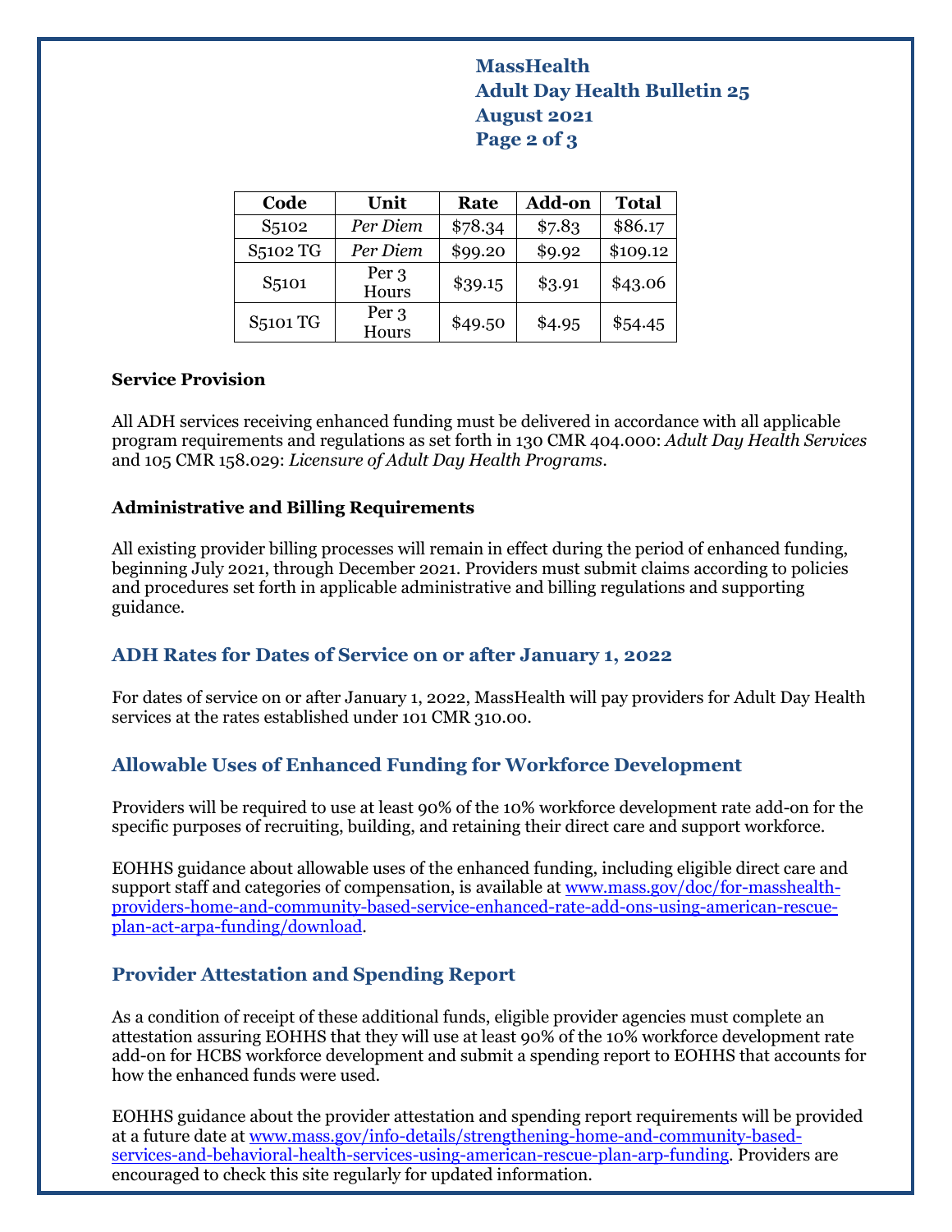| Code | Unit | Rate | Add-on | Total |
|---|---|---|---|---|
| S5102 | *Per Diem* | $78.34 | $7.83 | $86.17 |
| S5102 TG | *Per Diem* | $99.20 | $9.92 | $109.12 |
| S5101 | Per 3 Hours | $39.15 | $3.91 | $43.06 |
| S5101 TG | Per 3 Hours | $49.50 | $4.95 | $54.45 |

**Service Provision**

All ADH services receiving enhanced funding must be delivered in accordance with all applicable program requirements and regulations as set forth in 130 CMR 404.000: *Adult Day Health Services* and 105 CMR 158.029: *Licensure of Adult Day Health Programs*.

**Administrative and Billing Requirements**

All existing provider billing processes will remain in effect during the period of enhanced funding, beginning July 2021, through December 2021. Providers must submit claims according to policies and procedures set forth in applicable administrative and billing regulations and supporting guidance.

## ADH Rates for Dates of Service on or after January 1, 2022

For dates of service on or after January 1, 2022, MassHealth will pay providers for Adult Day Health services at the rates established under 101 CMR 310.00.

## Allowable Uses of Enhanced Funding for Workforce Development

Providers will be required to use at least 90% of the 10% workforce development rate add-on for the specific purposes of recruiting, building, and retaining their direct care and support workforce.

EOHHS guidance about allowable uses of the enhanced funding, including eligible direct care and support staff and categories of compensation, is available at www.mass.gov/doc/for-masshealth-providers-home-and-community-based-service-enhanced-rate-add-ons-using-american-rescue-plan-act-arpa-funding/download.

## Provider Attestation and Spending Report

As a condition of receipt of these additional funds, eligible provider agencies must complete an attestation assuring EOHHS that they will use at least 90% of the 10% workforce development rate add-on for HCBS workforce development and submit a spending report to EOHHS that accounts for how the enhanced funds were used.

EOHHS guidance about the provider attestation and spending report requirements will be provided at a future date at www.mass.gov/info-details/strengthening-home-and-community-based-services-and-behavioral-health-services-using-american-rescue-plan-arp-funding. Providers are encouraged to check this site regularly for updated information.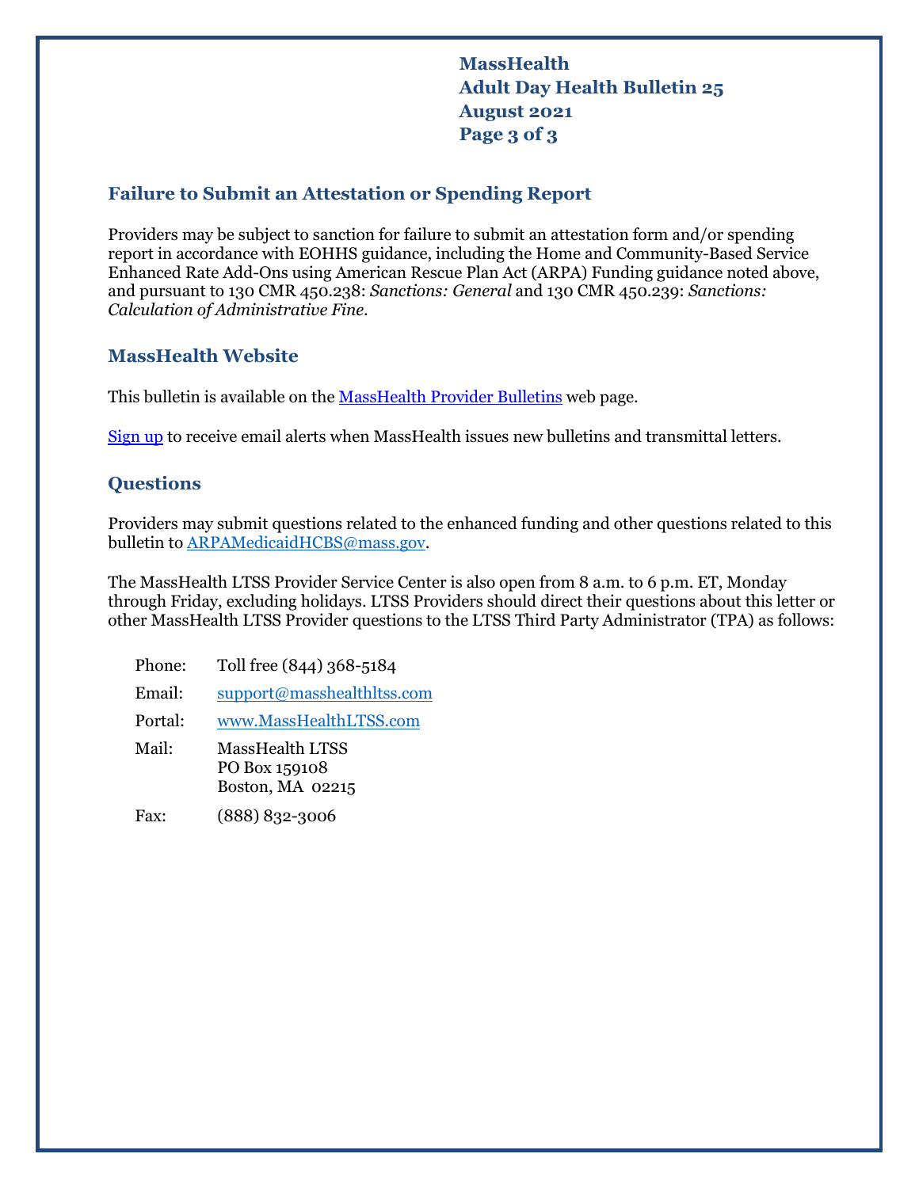## Failure to Submit an Attestation or Spending Report

Providers may be subject to sanction for failure to submit an attestation form and/or spending report in accordance with EOHHS guidance, including the Home and Community-Based Service Enhanced Rate Add-Ons using American Rescue Plan Act (ARPA) Funding guidance noted above, and pursuant to 130 CMR 450.238: *Sanctions: General* and 130 CMR 450.239: *Sanctions: Calculation of Administrative Fine*.

## MassHealth Website

This bulletin is available on the [MassHealth Provider Bulletins]() web page.

[Sign up]() to receive email alerts when MassHealth issues new bulletins and transmittal letters.

## Questions

Providers may submit questions related to the enhanced funding and other questions related to this bulletin to [ARPAMedicaidHCBS@mass.gov]().

The MassHealth LTSS Provider Service Center is also open from 8 a.m. to 6 p.m. ET, Monday through Friday, excluding holidays. LTSS Providers should direct their questions about this letter or other MassHealth LTSS Provider questions to the LTSS Third Party Administrator (TPA) as follows:

| | |
|---|---|
| Phone: | Toll free (844) 368-5184 |
| Email: | [support@masshealthltss.com]() |
| Portal: | [www.MassHealthLTSS.com]() |
| Mail: | MassHealth LTSS<br>PO Box 159108<br>Boston, MA 02215 |
| Fax: | (888) 832-3006 |